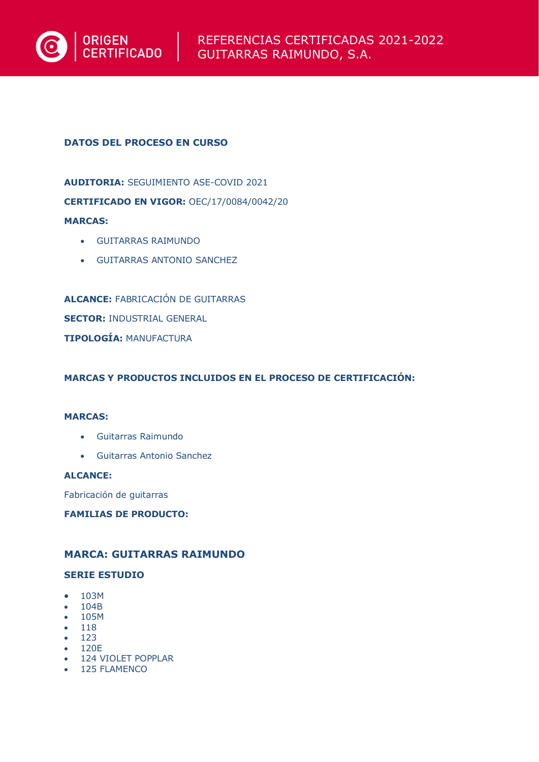ORIGEN CERTIFICADO

# REFERENCIAS CERTIFICADAS 2021-2022
# GUITARRAS RAIMUNDO, S.A.

**DATOS DEL PROCESO EN CURSO**

**AUDITORIA:** SEGUIMIENTO ASE-COVID 2021

**CERTIFICADO EN VIGOR:** OEC/17/0084/0042/20

**MARCAS:**

- GUITARRAS RAIMUNDO
- GUITARRAS ANTONIO SANCHEZ

**ALCANCE:** FABRICACIÓN DE GUITARRAS

**SECTOR:** INDUSTRIAL GENERAL

**TIPOLOGÍA:** MANUFACTURA

**MARCAS Y PRODUCTOS INCLUIDOS EN EL PROCESO DE CERTIFICACIÓN:**

**MARCAS:**

- Guitarras Raimundo
- Guitarras Antonio Sanchez

**ALCANCE:**

Fabricación de guitarras

**FAMILIAS DE PRODUCTO:**

## MARCA: GUITARRAS RAIMUNDO

### SERIE ESTUDIO

- 103M
- 104B
- 105M
- 118
- 123
- 120E
- 124 VIOLET POPPLAR
- 125 FLAMENCO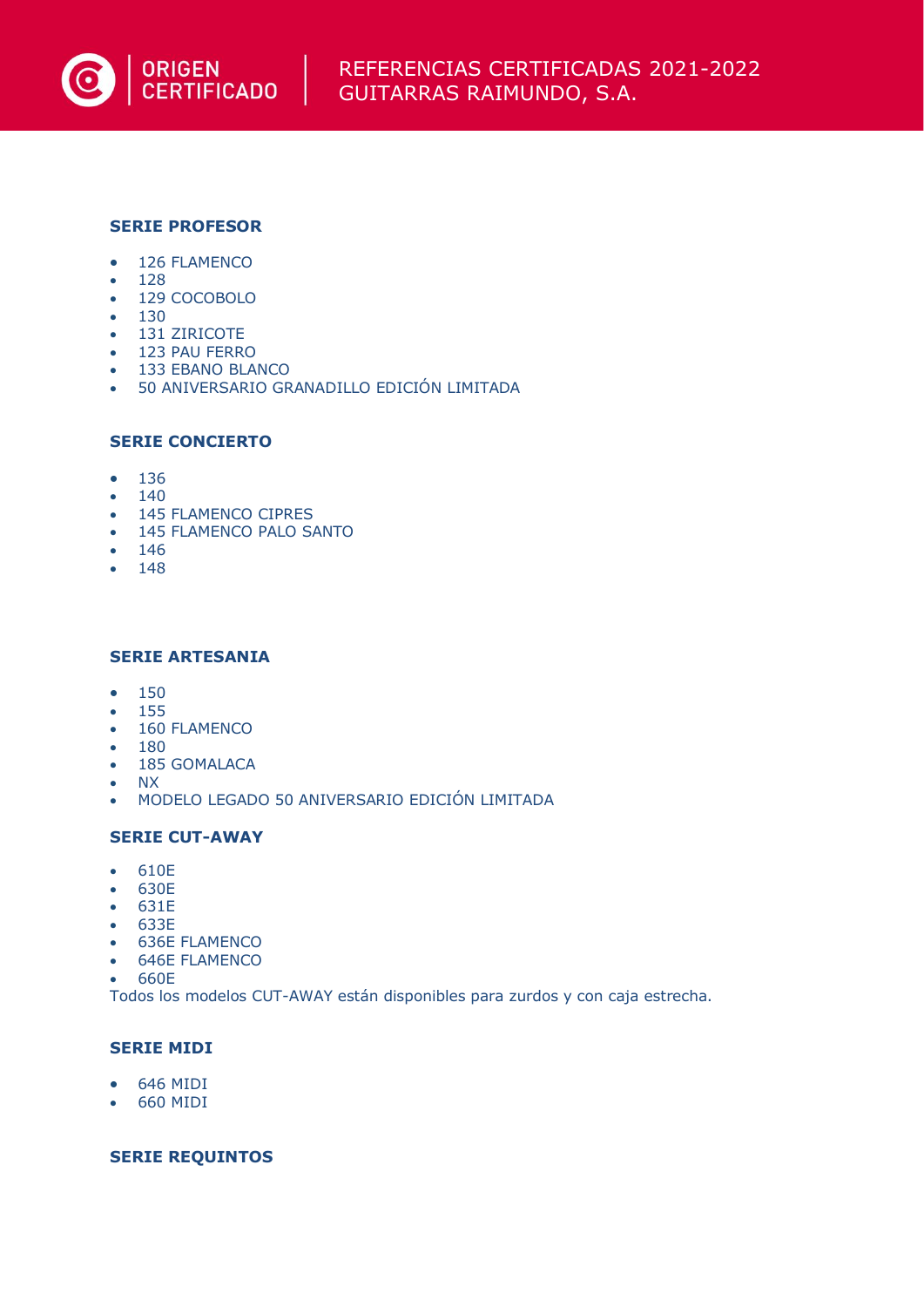**SERIE PROFESOR**

- 126 FLAMENCO
- 128
- 129 COCOBOLO
- 130
- 131 ZIRICOTE
- 123 PAU FERRO
- 133 EBANO BLANCO
- 50 ANIVERSARIO GRANADILLO EDICIÓN LIMITADA

**SERIE CONCIERTO**

- 136
- 140
- 145 FLAMENCO CIPRES
- 145 FLAMENCO PALO SANTO
- 146
- 148

**SERIE ARTESANIA**

- 150
- 155
- 160 FLAMENCO
- 180
- 185 GOMALACA
- NX
- MODELO LEGADO 50 ANIVERSARIO EDICIÓN LIMITADA

**SERIE CUT-AWAY**

- 610E
- 630E
- 631E
- 633E
- 636E FLAMENCO
- 646E FLAMENCO
- 660E

Todos los modelos CUT-AWAY están disponibles para zurdos y con caja estrecha.

**SERIE MIDI**

- 646 MIDI
- 660 MIDI

**SERIE REQUINTOS**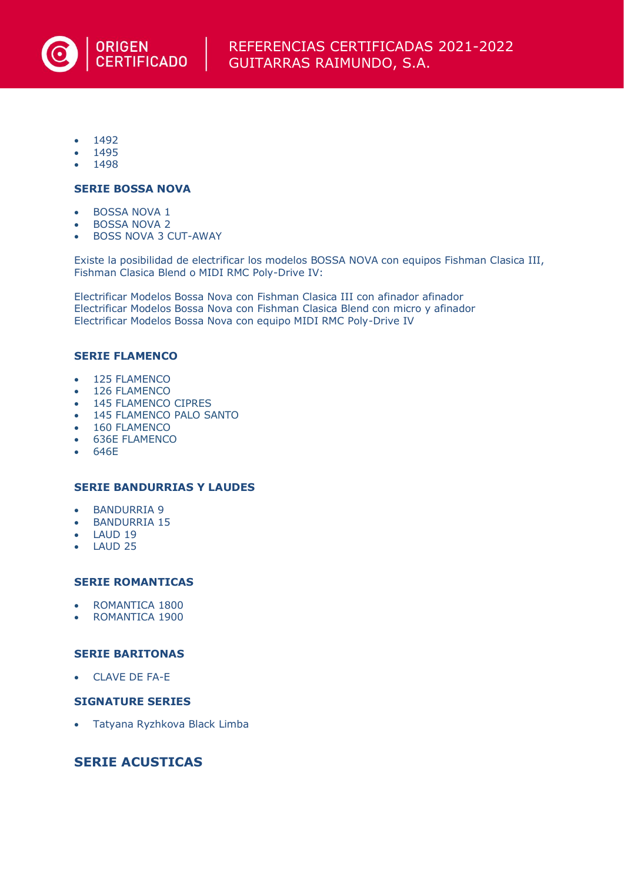- 1492
- 1495
- 1498

### SERIE BOSSA NOVA

- BOSSA NOVA 1
- BOSSA NOVA 2
- BOSS NOVA 3 CUT-AWAY

Existe la posibilidad de electrificar los modelos BOSSA NOVA con equipos Fishman Clasica III, Fishman Clasica Blend o MIDI RMC Poly-Drive IV:

Electrificar Modelos Bossa Nova con Fishman Clasica III con afinador afinador
Electrificar Modelos Bossa Nova con Fishman Clasica Blend con micro y afinador
Electrificar Modelos Bossa Nova con equipo MIDI RMC Poly-Drive IV

### SERIE FLAMENCO

- 125 FLAMENCO
- 126 FLAMENCO
- 145 FLAMENCO CIPRES
- 145 FLAMENCO PALO SANTO
- 160 FLAMENCO
- 636E FLAMENCO
- 646E

### SERIE BANDURRIAS Y LAUDES

- BANDURRIA 9
- BANDURRIA 15
- LAUD 19
- LAUD 25

### SERIE ROMANTICAS

- ROMANTICA 1800
- ROMANTICA 1900

### SERIE BARITONAS

- CLAVE DE FA-E

### SIGNATURE SERIES

- Tatyana Ryzhkova Black Limba

## SERIE ACUSTICAS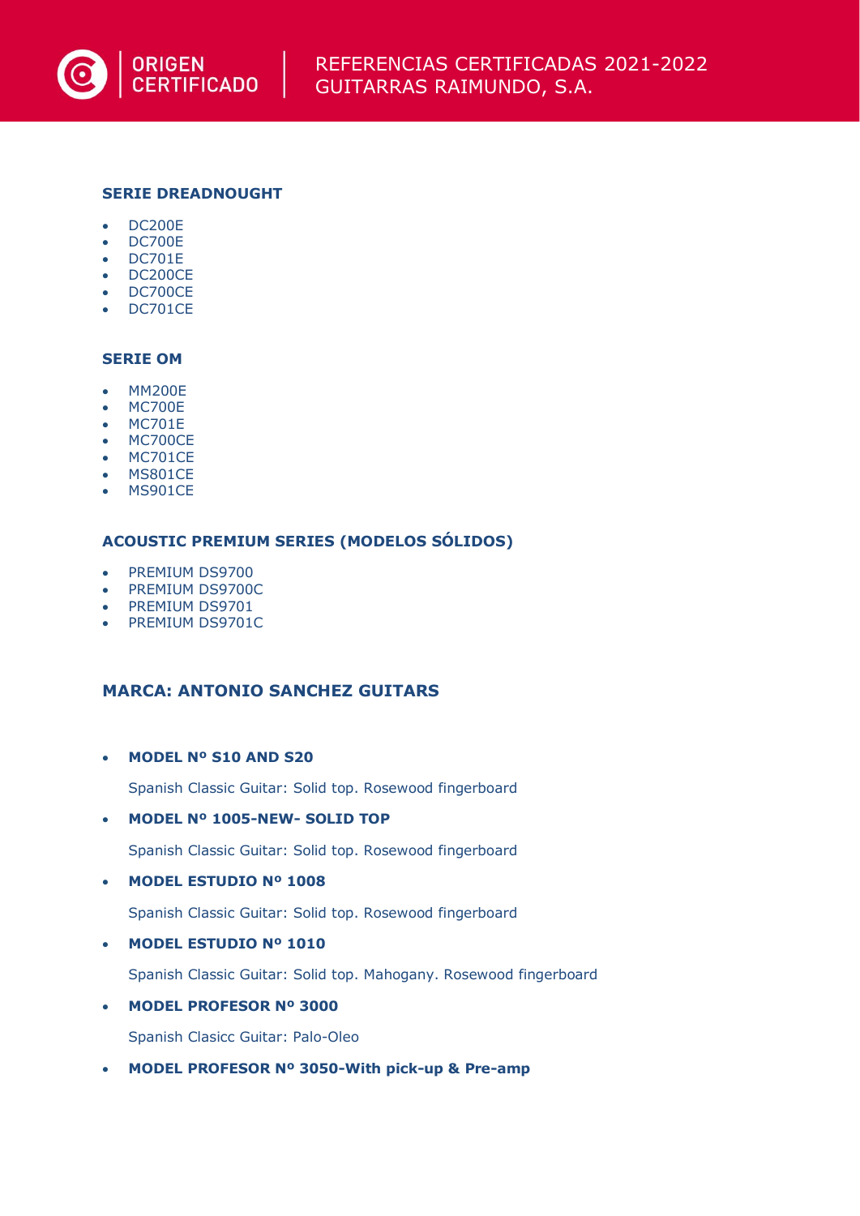### SERIE DREADNOUGHT

- DC200E
- DC700E
- DC701E
- DC200CE
- DC700CE
- DC701CE

### SERIE OM

- MM200E
- MC700E
- MC701E
- MC700CE
- MC701CE
- MS801CE
- MS901CE

### ACOUSTIC PREMIUM SERIES (MODELOS SÓLIDOS)

- PREMIUM DS9700
- PREMIUM DS9700C
- PREMIUM DS9701
- PREMIUM DS9701C

## MARCA: ANTONIO SANCHEZ GUITARS

- **MODEL Nº S10 AND S20**

  Spanish Classic Guitar: Solid top. Rosewood fingerboard

- **MODEL Nº 1005-NEW- SOLID TOP**

  Spanish Classic Guitar: Solid top. Rosewood fingerboard

- **MODEL ESTUDIO Nº 1008**

  Spanish Classic Guitar: Solid top. Rosewood fingerboard

- **MODEL ESTUDIO Nº 1010**

  Spanish Classic Guitar: Solid top. Mahogany. Rosewood fingerboard

- **MODEL PROFESOR Nº 3000**

  Spanish Clasicc Guitar: Palo-Oleo

- **MODEL PROFESOR Nº 3050-With pick-up & Pre-amp**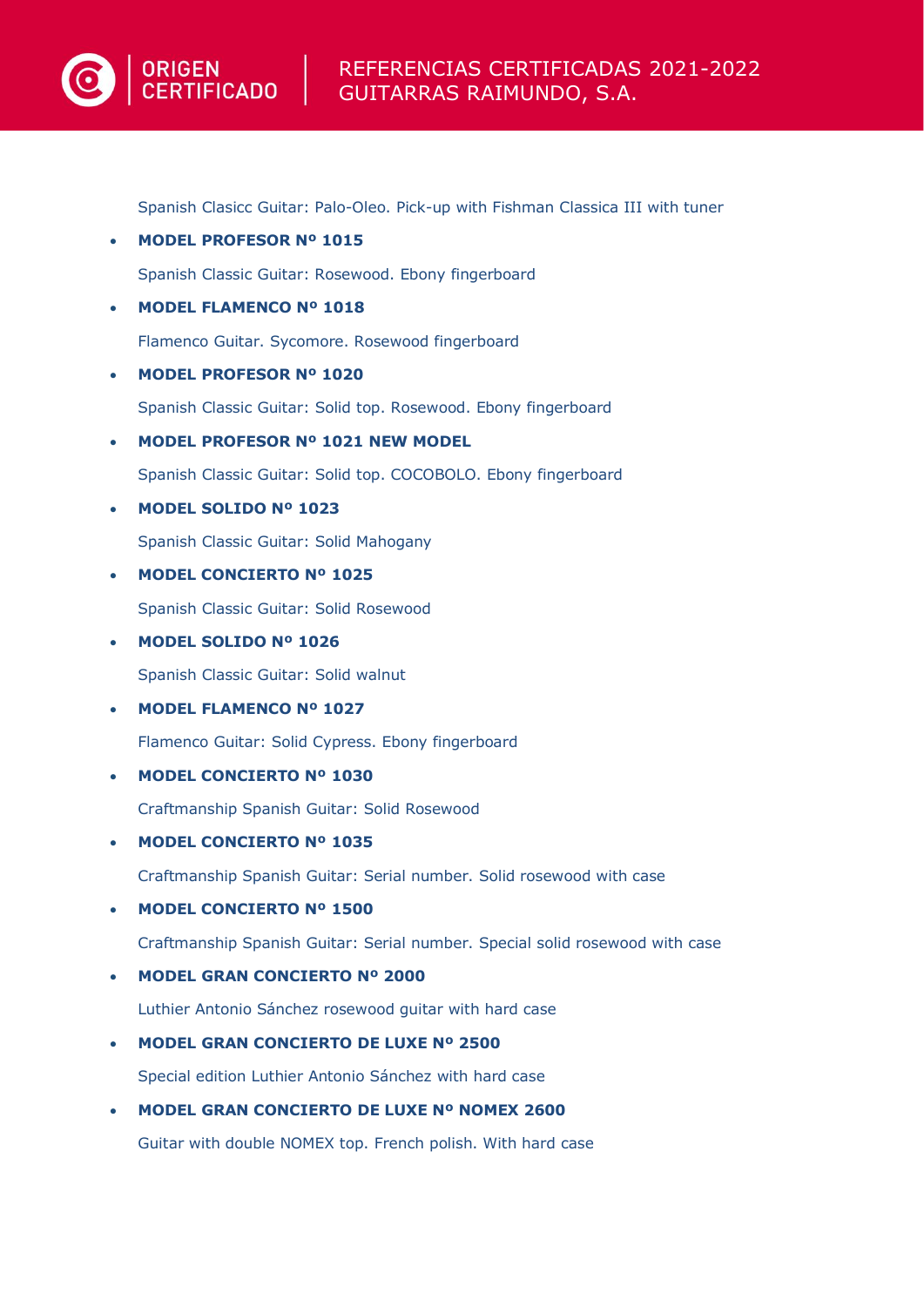Spanish Clasicc Guitar: Palo-Oleo. Pick-up with Fishman Classica III with tuner

- **MODEL PROFESOR Nº 1015**

  Spanish Classic Guitar: Rosewood. Ebony fingerboard

- **MODEL FLAMENCO Nº 1018**

  Flamenco Guitar. Sycomore. Rosewood fingerboard

- **MODEL PROFESOR Nº 1020**

  Spanish Classic Guitar: Solid top. Rosewood. Ebony fingerboard

- **MODEL PROFESOR Nº 1021 NEW MODEL**

  Spanish Classic Guitar: Solid top. COCOBOLO. Ebony fingerboard

- **MODEL SOLIDO Nº 1023**

  Spanish Classic Guitar: Solid Mahogany

- **MODEL CONCIERTO Nº 1025**

  Spanish Classic Guitar: Solid Rosewood

- **MODEL SOLIDO Nº 1026**

  Spanish Classic Guitar: Solid walnut

- **MODEL FLAMENCO Nº 1027**

  Flamenco Guitar: Solid Cypress. Ebony fingerboard

- **MODEL CONCIERTO Nº 1030**

  Craftmanship Spanish Guitar: Solid Rosewood

- **MODEL CONCIERTO Nº 1035**

  Craftmanship Spanish Guitar: Serial number. Solid rosewood with case

- **MODEL CONCIERTO Nº 1500**

  Craftmanship Spanish Guitar: Serial number. Special solid rosewood with case

- **MODEL GRAN CONCIERTO Nº 2000**

  Luthier Antonio Sánchez rosewood guitar with hard case

- **MODEL GRAN CONCIERTO DE LUXE Nº 2500**

  Special edition Luthier Antonio Sánchez with hard case

- **MODEL GRAN CONCIERTO DE LUXE Nº NOMEX 2600**

  Guitar with double NOMEX top. French polish. With hard case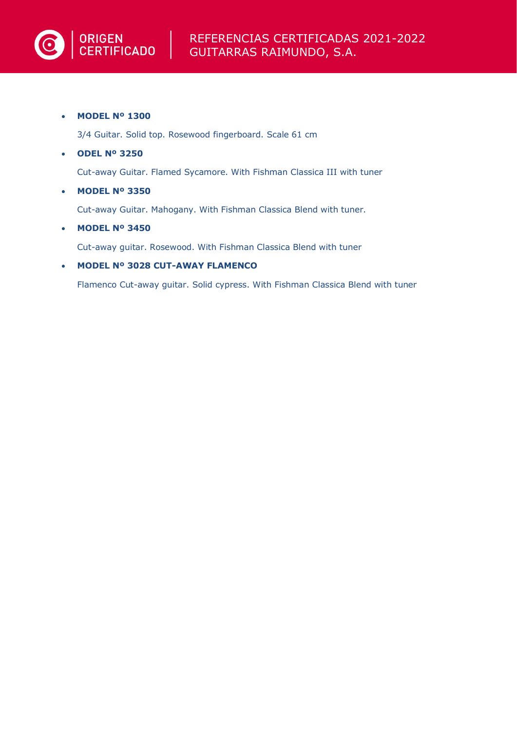- **MODEL Nº 1300**

  3/4 Guitar. Solid top. Rosewood fingerboard. Scale 61 cm

- **ODEL Nº 3250**

  Cut-away Guitar. Flamed Sycamore. With Fishman Classica III with tuner

- **MODEL Nº 3350**

  Cut-away Guitar. Mahogany. With Fishman Classica Blend with tuner.

- **MODEL Nº 3450**

  Cut-away guitar. Rosewood. With Fishman Classica Blend with tuner

- **MODEL Nº 3028 CUT-AWAY FLAMENCO**

  Flamenco Cut-away guitar. Solid cypress. With Fishman Classica Blend with tuner